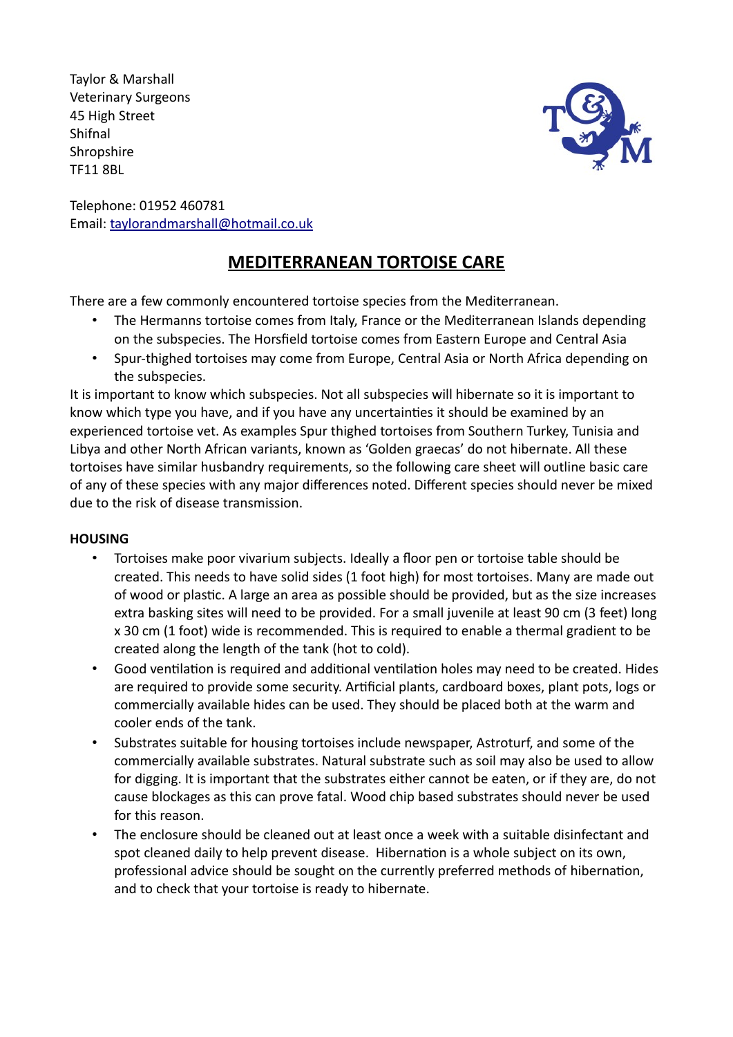Taylor & Marshall
Veterinary Surgeons
45 High Street
Shifnal
Shropshire
TF11 8BL

Telephone: 01952 460781
Email: taylorandmarshall@hotmail.co.uk

# MEDITERRANEAN TORTOISE CARE

There are a few commonly encountered tortoise species from the Mediterranean.

- The Hermanns tortoise comes from Italy, France or the Mediterranean Islands depending on the subspecies. The Horsfield tortoise comes from Eastern Europe and Central Asia
- Spur-thighed tortoises may come from Europe, Central Asia or North Africa depending on the subspecies.

It is important to know which subspecies. Not all subspecies will hibernate so it is important to know which type you have, and if you have any uncertainties it should be examined by an experienced tortoise vet. As examples Spur thighed tortoises from Southern Turkey, Tunisia and Libya and other North African variants, known as 'Golden graecas' do not hibernate. All these tortoises have similar husbandry requirements, so the following care sheet will outline basic care of any of these species with any major differences noted. Different species should never be mixed due to the risk of disease transmission.

**HOUSING**

- Tortoises make poor vivarium subjects. Ideally a floor pen or tortoise table should be created. This needs to have solid sides (1 foot high) for most tortoises. Many are made out of wood or plastic. A large an area as possible should be provided, but as the size increases extra basking sites will need to be provided. For a small juvenile at least 90 cm (3 feet) long x 30 cm (1 foot) wide is recommended. This is required to enable a thermal gradient to be created along the length of the tank (hot to cold).
- Good ventilation is required and additional ventilation holes may need to be created. Hides are required to provide some security. Artificial plants, cardboard boxes, plant pots, logs or commercially available hides can be used. They should be placed both at the warm and cooler ends of the tank.
- Substrates suitable for housing tortoises include newspaper, Astroturf, and some of the commercially available substrates. Natural substrate such as soil may also be used to allow for digging. It is important that the substrates either cannot be eaten, or if they are, do not cause blockages as this can prove fatal. Wood chip based substrates should never be used for this reason.
- The enclosure should be cleaned out at least once a week with a suitable disinfectant and spot cleaned daily to help prevent disease. Hibernation is a whole subject on its own, professional advice should be sought on the currently preferred methods of hibernation, and to check that your tortoise is ready to hibernate.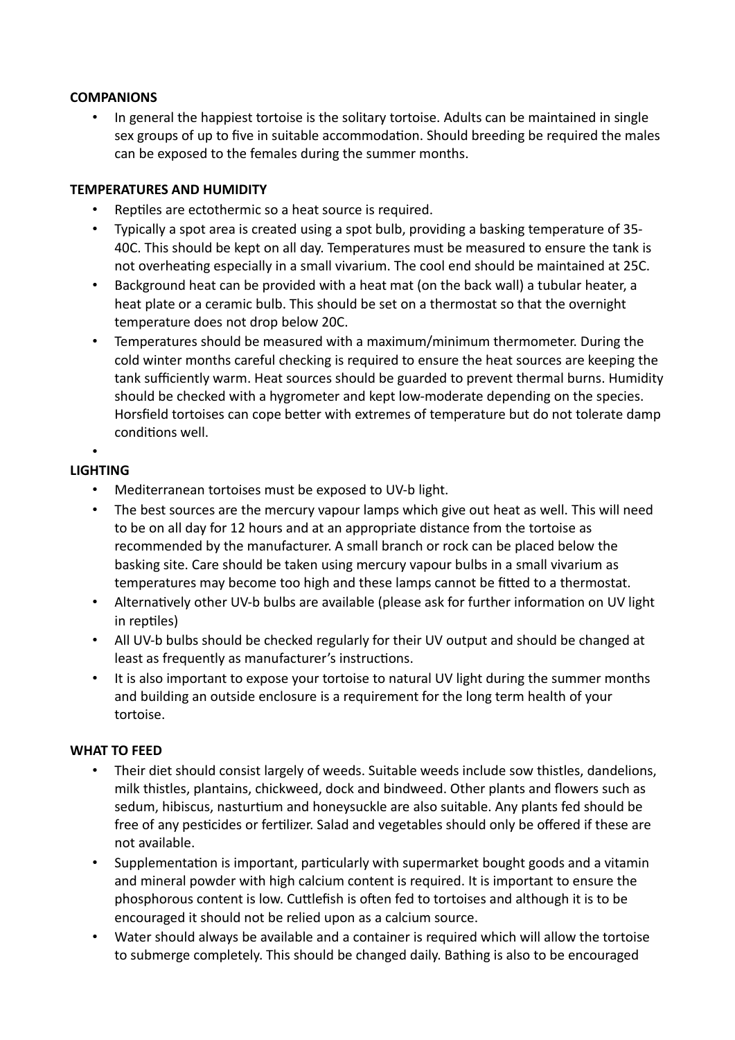**COMPANIONS**

- In general the happiest tortoise is the solitary tortoise. Adults can be maintained in single sex groups of up to five in suitable accommodation. Should breeding be required the males can be exposed to the females during the summer months.

**TEMPERATURES AND HUMIDITY**

- Reptiles are ectothermic so a heat source is required.
- Typically a spot area is created using a spot bulb, providing a basking temperature of 35-40C. This should be kept on all day. Temperatures must be measured to ensure the tank is not overheating especially in a small vivarium. The cool end should be maintained at 25C.
- Background heat can be provided with a heat mat (on the back wall) a tubular heater, a heat plate or a ceramic bulb. This should be set on a thermostat so that the overnight temperature does not drop below 20C.
- Temperatures should be measured with a maximum/minimum thermometer. During the cold winter months careful checking is required to ensure the heat sources are keeping the tank sufficiently warm. Heat sources should be guarded to prevent thermal burns. Humidity should be checked with a hygrometer and kept low-moderate depending on the species. Horsfield tortoises can cope better with extremes of temperature but do not tolerate damp conditions well.
-

**LIGHTING**

- Mediterranean tortoises must be exposed to UV-b light.
- The best sources are the mercury vapour lamps which give out heat as well. This will need to be on all day for 12 hours and at an appropriate distance from the tortoise as recommended by the manufacturer. A small branch or rock can be placed below the basking site. Care should be taken using mercury vapour bulbs in a small vivarium as temperatures may become too high and these lamps cannot be fitted to a thermostat.
- Alternatively other UV-b bulbs are available (please ask for further information on UV light in reptiles)
- All UV-b bulbs should be checked regularly for their UV output and should be changed at least as frequently as manufacturer's instructions.
- It is also important to expose your tortoise to natural UV light during the summer months and building an outside enclosure is a requirement for the long term health of your tortoise.

**WHAT TO FEED**

- Their diet should consist largely of weeds. Suitable weeds include sow thistles, dandelions, milk thistles, plantains, chickweed, dock and bindweed. Other plants and flowers such as sedum, hibiscus, nasturtium and honeysuckle are also suitable. Any plants fed should be free of any pesticides or fertilizer. Salad and vegetables should only be offered if these are not available.
- Supplementation is important, particularly with supermarket bought goods and a vitamin and mineral powder with high calcium content is required. It is important to ensure the phosphorous content is low. Cuttlefish is often fed to tortoises and although it is to be encouraged it should not be relied upon as a calcium source.
- Water should always be available and a container is required which will allow the tortoise to submerge completely. This should be changed daily. Bathing is also to be encouraged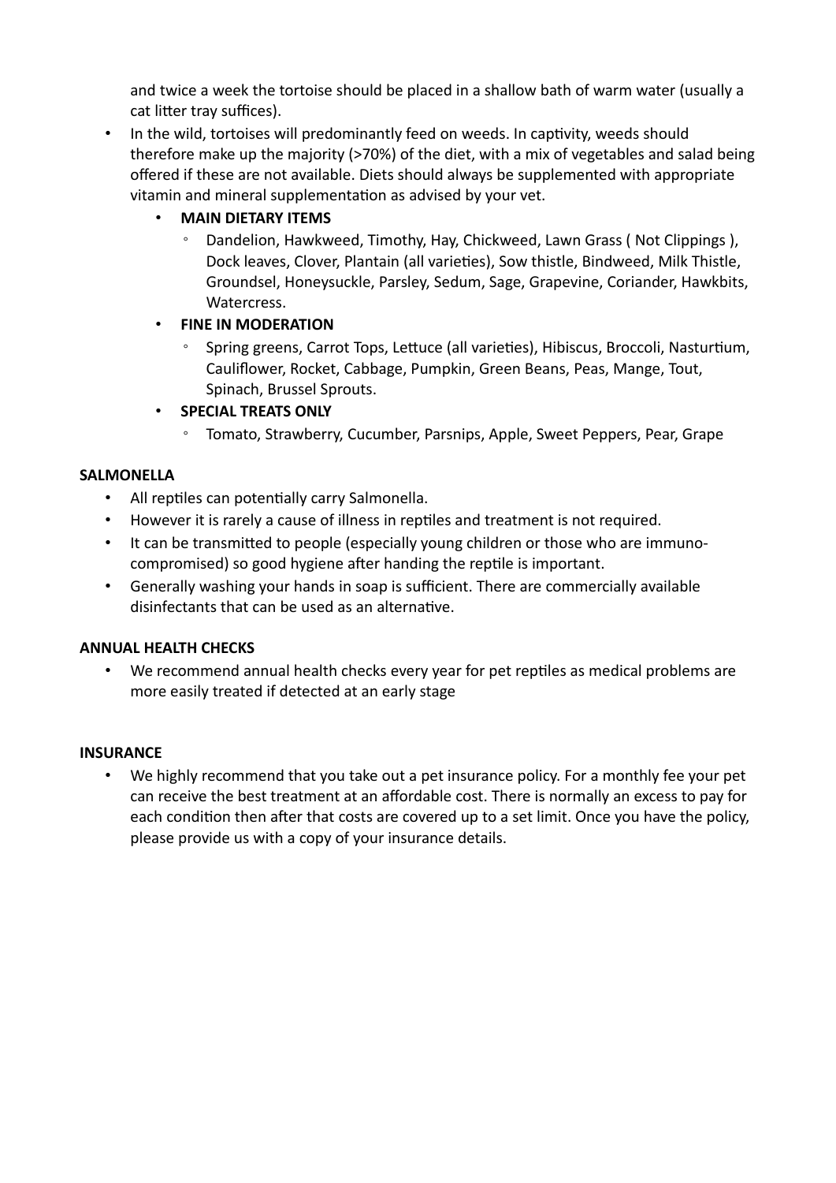and twice a week the tortoise should be placed in a shallow bath of warm water (usually a cat litter tray suffices).

- In the wild, tortoises will predominantly feed on weeds. In captivity, weeds should therefore make up the majority (>70%) of the diet, with a mix of vegetables and salad being offered if these are not available. Diets should always be supplemented with appropriate vitamin and mineral supplementation as advised by your vet.
  - **MAIN DIETARY ITEMS**
    - Dandelion, Hawkweed, Timothy, Hay, Chickweed, Lawn Grass ( Not Clippings ), Dock leaves, Clover, Plantain (all varieties), Sow thistle, Bindweed, Milk Thistle, Groundsel, Honeysuckle, Parsley, Sedum, Sage, Grapevine, Coriander, Hawkbits, Watercress.
  - **FINE IN MODERATION**
    - Spring greens, Carrot Tops, Lettuce (all varieties), Hibiscus, Broccoli, Nasturtium, Cauliflower, Rocket, Cabbage, Pumpkin, Green Beans, Peas, Mange, Tout, Spinach, Brussel Sprouts.
  - **SPECIAL TREATS ONLY**
    - Tomato, Strawberry, Cucumber, Parsnips, Apple, Sweet Peppers, Pear, Grape

**SALMONELLA**

- All reptiles can potentially carry Salmonella.
- However it is rarely a cause of illness in reptiles and treatment is not required.
- It can be transmitted to people (especially young children or those who are immuno-compromised) so good hygiene after handing the reptile is important.
- Generally washing your hands in soap is sufficient. There are commercially available disinfectants that can be used as an alternative.

**ANNUAL HEALTH CHECKS**

- We recommend annual health checks every year for pet reptiles as medical problems are more easily treated if detected at an early stage

**INSURANCE**

- We highly recommend that you take out a pet insurance policy. For a monthly fee your pet can receive the best treatment at an affordable cost. There is normally an excess to pay for each condition then after that costs are covered up to a set limit. Once you have the policy, please provide us with a copy of your insurance details.